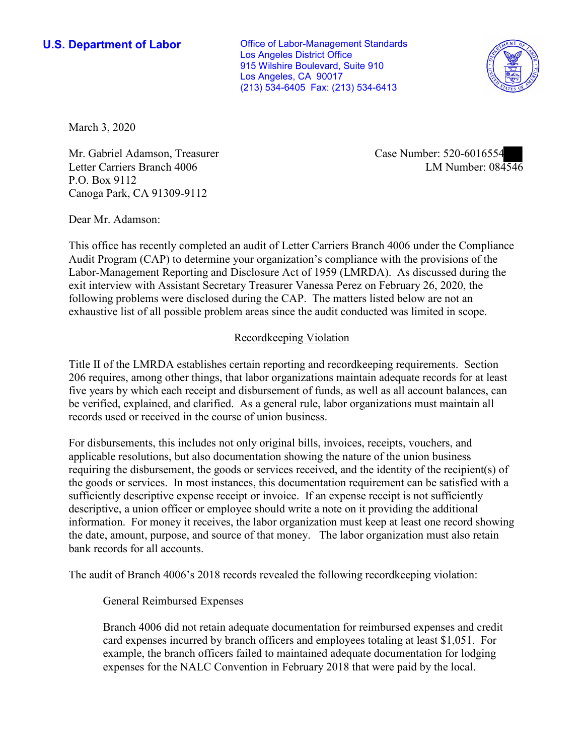**U.S. Department of Labor**

Office of Labor-Management Standards
Los Angeles District Office
915 Wilshire Boulevard, Suite 910
Los Angeles, CA 90017
(213) 534-6405 Fax: (213) 534-6413

March 3, 2020

Mr. Gabriel Adamson, Treasurer
Letter Carriers Branch 4006
P.O. Box 9112
Canoga Park, CA 91309-9112

Case Number: 520-6016554
LM Number: 084546

Dear Mr. Adamson:

This office has recently completed an audit of Letter Carriers Branch 4006 under the Compliance Audit Program (CAP) to determine your organization's compliance with the provisions of the Labor-Management Reporting and Disclosure Act of 1959 (LMRDA). As discussed during the exit interview with Assistant Secretary Treasurer Vanessa Perez on February 26, 2020, the following problems were disclosed during the CAP. The matters listed below are not an exhaustive list of all possible problem areas since the audit conducted was limited in scope.

## Recordkeeping Violation

Title II of the LMRDA establishes certain reporting and recordkeeping requirements. Section 206 requires, among other things, that labor organizations maintain adequate records for at least five years by which each receipt and disbursement of funds, as well as all account balances, can be verified, explained, and clarified. As a general rule, labor organizations must maintain all records used or received in the course of union business.

For disbursements, this includes not only original bills, invoices, receipts, vouchers, and applicable resolutions, but also documentation showing the nature of the union business requiring the disbursement, the goods or services received, and the identity of the recipient(s) of the goods or services. In most instances, this documentation requirement can be satisfied with a sufficiently descriptive expense receipt or invoice. If an expense receipt is not sufficiently descriptive, a union officer or employee should write a note on it providing the additional information. For money it receives, the labor organization must keep at least one record showing the date, amount, purpose, and source of that money. The labor organization must also retain bank records for all accounts.

The audit of Branch 4006's 2018 records revealed the following recordkeeping violation:

General Reimbursed Expenses

Branch 4006 did not retain adequate documentation for reimbursed expenses and credit card expenses incurred by branch officers and employees totaling at least $1,051. For example, the branch officers failed to maintained adequate documentation for lodging expenses for the NALC Convention in February 2018 that were paid by the local.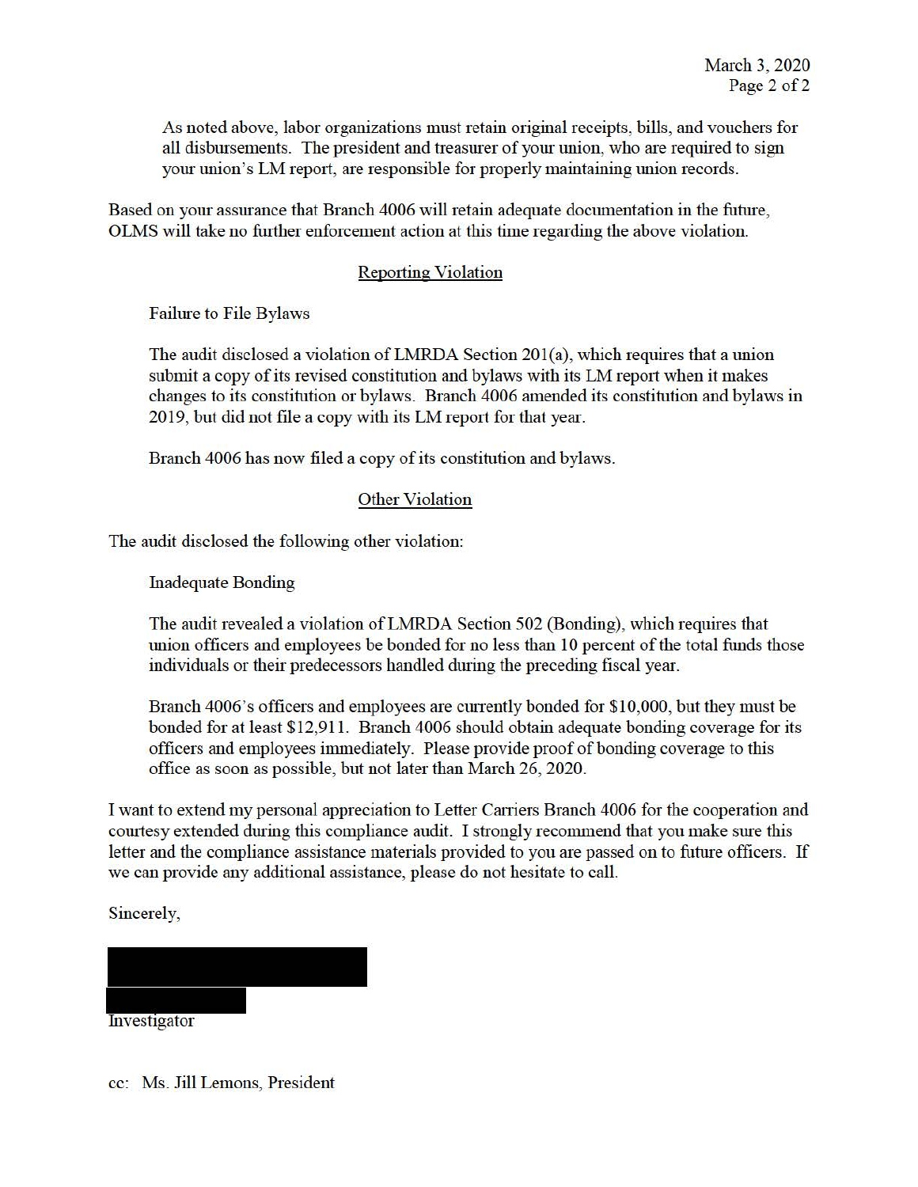As noted above, labor organizations must retain original receipts, bills, and vouchers for all disbursements. The president and treasurer of your union, who are required to sign your union's LM report, are responsible for properly maintaining union records.

Based on your assurance that Branch 4006 will retain adequate documentation in the future, OLMS will take no further enforcement action at this time regarding the above violation.

## Reporting Violation

Failure to File Bylaws

The audit disclosed a violation of LMRDA Section 201(a), which requires that a union submit a copy of its revised constitution and bylaws with its LM report when it makes changes to its constitution or bylaws. Branch 4006 amended its constitution and bylaws in 2019, but did not file a copy with its LM report for that year.

Branch 4006 has now filed a copy of its constitution and bylaws.

## Other Violation

The audit disclosed the following other violation:

Inadequate Bonding

The audit revealed a violation of LMRDA Section 502 (Bonding), which requires that union officers and employees be bonded for no less than 10 percent of the total funds those individuals or their predecessors handled during the preceding fiscal year.

Branch 4006's officers and employees are currently bonded for $10,000, but they must be bonded for at least $12,911. Branch 4006 should obtain adequate bonding coverage for its officers and employees immediately. Please provide proof of bonding coverage to this office as soon as possible, but not later than March 26, 2020.

I want to extend my personal appreciation to Letter Carriers Branch 4006 for the cooperation and courtesy extended during this compliance audit. I strongly recommend that you make sure this letter and the compliance assistance materials provided to you are passed on to future officers. If we can provide any additional assistance, please do not hesitate to call.

Sincerely,

Investigator

cc: Ms. Jill Lemons, President